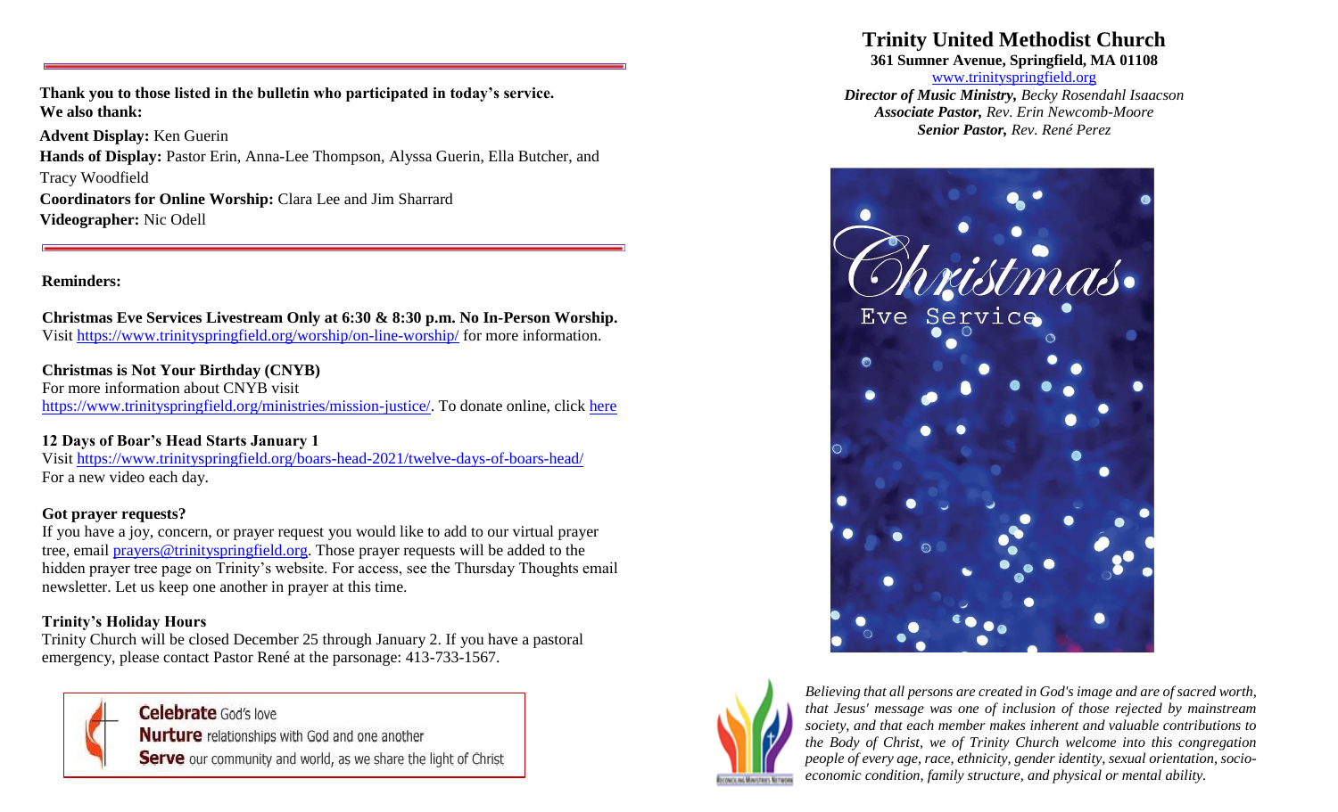**Thank you to those listed in the bulletin who participated in today's service. We also thank:**

**Advent Display:** Ken Guerin

**Hands of Display:** Pastor Erin, Anna-Lee Thompson, Alyssa Guerin, Ella Butcher, and Tracy Woodfield

**Coordinators for Online Worship:** Clara Lee and Jim Sharrard

**Videographer:** Nic Odell

---

**Reminders:**

**Christmas Eve Services Livestream Only at 6:30 & 8:30 p.m. No In-Person Worship.**
Visit https://www.trinityspringfield.org/worship/on-line-worship/ for more information.

**Christmas is Not Your Birthday (CNYB)**
For more information about CNYB visit https://www.trinityspringfield.org/ministries/mission-justice/. To donate online, click here

**12 Days of Boar's Head Starts January 1**
Visit https://www.trinityspringfield.org/boars-head-2021/twelve-days-of-boars-head/
For a new video each day.

**Got prayer requests?**
If you have a joy, concern, or prayer request you would like to add to our virtual prayer tree, email prayers@trinityspringfield.org. Those prayer requests will be added to the hidden prayer tree page on Trinity's website. For access, see the Thursday Thoughts email newsletter. Let us keep one another in prayer at this time.

**Trinity's Holiday Hours**
Trinity Church will be closed December 25 through January 2. If you have a pastoral emergency, please contact Pastor René at the parsonage: 413-733-1567.

**Celebrate** God's love
**Nurture** relationships with God and one another
**Serve** our community and world, as we share the light of Christ

# Trinity United Methodist Church

**361 Sumner Avenue, Springfield, MA 01108**
www.trinityspringfield.org
***Director of Music Ministry,*** *Becky Rosendahl Isaacson*
***Associate Pastor,*** *Rev. Erin Newcomb-Moore*
***Senior Pastor,*** *Rev. René Perez*

Christmas
Eve Service

*Believing that all persons are created in God's image and are of sacred worth, that Jesus' message was one of inclusion of those rejected by mainstream society, and that each member makes inherent and valuable contributions to the Body of Christ, we of Trinity Church welcome into this congregation people of every age, race, ethnicity, gender identity, sexual orientation, socio-economic condition, family structure, and physical or mental ability.*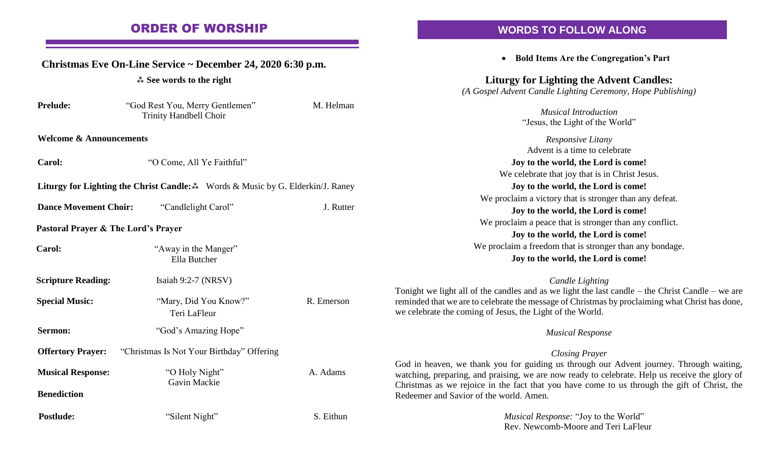## ORDER OF WORSHIP

### Christmas Eve On-Line Service ~ December 24, 2020 6:30 p.m.

**⁂ See words to the right**

| | | |
|---|---|---|
| **Prelude:** | "God Rest You, Merry Gentlemen" Trinity Handbell Choir | M. Helman |
| **Welcome & Announcements** | | |
| **Carol:** | "O Come, All Ye Faithful" | |
| **Liturgy for Lighting the Christ Candle:** ⁂ | Words & Music by G. Elderkin/J. Raney | |
| **Dance Movement Choir:** | "Candlelight Carol" | J. Rutter |
| **Pastoral Prayer & The Lord's Prayer** | | |
| **Carol:** | "Away in the Manger" Ella Butcher | |
| **Scripture Reading:** | Isaiah 9:2-7 (NRSV) | |
| **Special Music:** | "Mary, Did You Know?" Teri LaFleur | R. Emerson |
| **Sermon:** | "God's Amazing Hope" | |
| **Offertory Prayer:** | "Christmas Is Not Your Birthday" Offering | |
| **Musical Response:** | "O Holy Night" Gavin Mackie | A. Adams |
| **Benediction** | | |
| **Postlude:** | "Silent Night" | S. Eithun |

## WORDS TO FOLLOW ALONG

- **Bold Items Are the Congregation's Part**

### Liturgy for Lighting the Advent Candles:

*(A Gospel Advent Candle Lighting Ceremony, Hope Publishing)*

*Musical Introduction*
"Jesus, the Light of the World"

*Responsive Litany*

Advent is a time to celebrate
**Joy to the world, the Lord is come!**
We celebrate that joy that is in Christ Jesus.
**Joy to the world, the Lord is come!**
We proclaim a victory that is stronger than any defeat.
**Joy to the world, the Lord is come!**
We proclaim a peace that is stronger than any conflict.
**Joy to the world, the Lord is come!**
We proclaim a freedom that is stronger than any bondage.
**Joy to the world, the Lord is come!**

*Candle Lighting*

Tonight we light all of the candles and as we light the last candle – the Christ Candle – we are reminded that we are to celebrate the message of Christmas by proclaiming what Christ has done, we celebrate the coming of Jesus, the Light of the World.

*Musical Response*

*Closing Prayer*

God in heaven, we thank you for guiding us through our Advent journey. Through waiting, watching, preparing, and praising, we are now ready to celebrate. Help us receive the glory of Christmas as we rejoice in the fact that you have come to us through the gift of Christ, the Redeemer and Savior of the world. Amen.

*Musical Response:* "Joy to the World"
Rev. Newcomb-Moore and Teri LaFleur